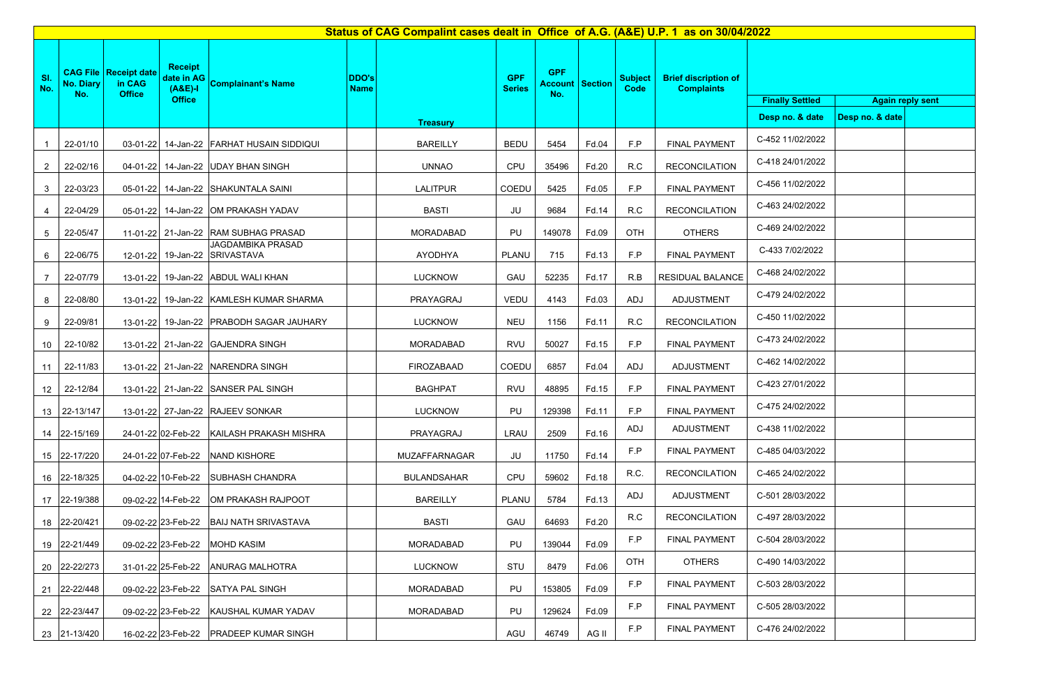# Status of CAG Compalint cases dealt in Office of A.G. (A&E) U.P. 1 as on 30/04/2022

| Sl. No. | CAG File No. Diary No. | Receipt date in CAG Office | Receipt date in AG (A&E)-I Office | Complainant's Name | DDO's Name | Treasury | GPF Series | GPF Account No. | Section | Subject Code | Brief discription of Complaints | Finally Settled | Again reply sent | |
|---|---|---|---|---|---|---|---|---|---|---|---|---|---|---|
| | | | | | | | | | | | | Desp no. & date | Desp no. & date | |
| 1 | 22-01/10 | 03-01-22 | 14-Jan-22 | FARHAT HUSAIN SIDDIQUI | | BAREILLY | BEDU | 5454 | Fd.04 | F.P | FINAL PAYMENT | C-452 11/02/2022 | | |
| 2 | 22-02/16 | 04-01-22 | 14-Jan-22 | UDAY BHAN SINGH | | UNNAO | CPU | 35496 | Fd.20 | R.C | RECONCILATION | C-418 24/01/2022 | | |
| 3 | 22-03/23 | 05-01-22 | 14-Jan-22 | SHAKUNTALA SAINI | | LALITPUR | COEDU | 5425 | Fd.05 | F.P | FINAL PAYMENT | C-456 11/02/2022 | | |
| 4 | 22-04/29 | 05-01-22 | 14-Jan-22 | OM PRAKASH YADAV | | BASTI | JU | 9684 | Fd.14 | R.C | RECONCILATION | C-463 24/02/2022 | | |
| 5 | 22-05/47 | 11-01-22 | 21-Jan-22 | RAM SUBHAG PRASAD | | MORADABAD | PU | 149078 | Fd.09 | OTH | OTHERS | C-469 24/02/2022 | | |
| 6 | 22-06/75 | 12-01-22 | 19-Jan-22 | JAGDAMBIKA PRASAD SRIVASTAVA | | AYODHYA | PLANU | 715 | Fd.13 | F.P | FINAL PAYMENT | C-433 7/02/2022 | | |
| 7 | 22-07/79 | 13-01-22 | 19-Jan-22 | ABDUL WALI KHAN | | LUCKNOW | GAU | 52235 | Fd.17 | R.B | RESIDUAL BALANCE | C-468 24/02/2022 | | |
| 8 | 22-08/80 | 13-01-22 | 19-Jan-22 | KAMLESH KUMAR SHARMA | | PRAYAGRAJ | VEDU | 4143 | Fd.03 | ADJ | ADJUSTMENT | C-479 24/02/2022 | | |
| 9 | 22-09/81 | 13-01-22 | 19-Jan-22 | PRABODH SAGAR JAUHARY | | LUCKNOW | NEU | 1156 | Fd.11 | R.C | RECONCILATION | C-450 11/02/2022 | | |
| 10 | 22-10/82 | 13-01-22 | 21-Jan-22 | GAJENDRA SINGH | | MORADABAD | RVU | 50027 | Fd.15 | F.P | FINAL PAYMENT | C-473 24/02/2022 | | |
| 11 | 22-11/83 | 13-01-22 | 21-Jan-22 | NARENDRA SINGH | | FIROZABAAD | COEDU | 6857 | Fd.04 | ADJ | ADJUSTMENT | C-462 14/02/2022 | | |
| 12 | 22-12/84 | 13-01-22 | 21-Jan-22 | SANSER PAL SINGH | | BAGHPAT | RVU | 48895 | Fd.15 | F.P | FINAL PAYMENT | C-423 27/01/2022 | | |
| 13 | 22-13/147 | 13-01-22 | 27-Jan-22 | RAJEEV SONKAR | | LUCKNOW | PU | 129398 | Fd.11 | F.P | FINAL PAYMENT | C-475 24/02/2022 | | |
| 14 | 22-15/169 | 24-01-22 | 02-Feb-22 | KAILASH PRAKASH MISHRA | | PRAYAGRAJ | LRAU | 2509 | Fd.16 | ADJ | ADJUSTMENT | C-438 11/02/2022 | | |
| 15 | 22-17/220 | 24-01-22 | 07-Feb-22 | NAND KISHORE | | MUZAFFARNAGAR | JU | 11750 | Fd.14 | F.P | FINAL PAYMENT | C-485 04/03/2022 | | |
| 16 | 22-18/325 | 04-02-22 | 10-Feb-22 | SUBHASH CHANDRA | | BULANDSAHAR | CPU | 59602 | Fd.18 | R.C. | RECONCILATION | C-465 24/02/2022 | | |
| 17 | 22-19/388 | 09-02-22 | 14-Feb-22 | OM PRAKASH RAJPOOT | | BAREILLY | PLANU | 5784 | Fd.13 | ADJ | ADJUSTMENT | C-501 28/03/2022 | | |
| 18 | 22-20/421 | 09-02-22 | 23-Feb-22 | BAIJ NATH SRIVASTAVA | | BASTI | GAU | 64693 | Fd.20 | R.C | RECONCILATION | C-497 28/03/2022 | | |
| 19 | 22-21/449 | 09-02-22 | 23-Feb-22 | MOHD KASIM | | MORADABAD | PU | 139044 | Fd.09 | F.P | FINAL PAYMENT | C-504 28/03/2022 | | |
| 20 | 22-22/273 | 31-01-22 | 25-Feb-22 | ANURAG MALHOTRA | | LUCKNOW | STU | 8479 | Fd.06 | OTH | OTHERS | C-490 14/03/2022 | | |
| 21 | 22-22/448 | 09-02-22 | 23-Feb-22 | SATYA PAL SINGH | | MORADABAD | PU | 153805 | Fd.09 | F.P | FINAL PAYMENT | C-503 28/03/2022 | | |
| 22 | 22-23/447 | 09-02-22 | 23-Feb-22 | KAUSHAL KUMAR YADAV | | MORADABAD | PU | 129624 | Fd.09 | F.P | FINAL PAYMENT | C-505 28/03/2022 | | |
| 23 | 21-13/420 | 16-02-22 | 23-Feb-22 | PRADEEP KUMAR SINGH | | | AGU | 46749 | AG II | F.P | FINAL PAYMENT | C-476 24/02/2022 | | |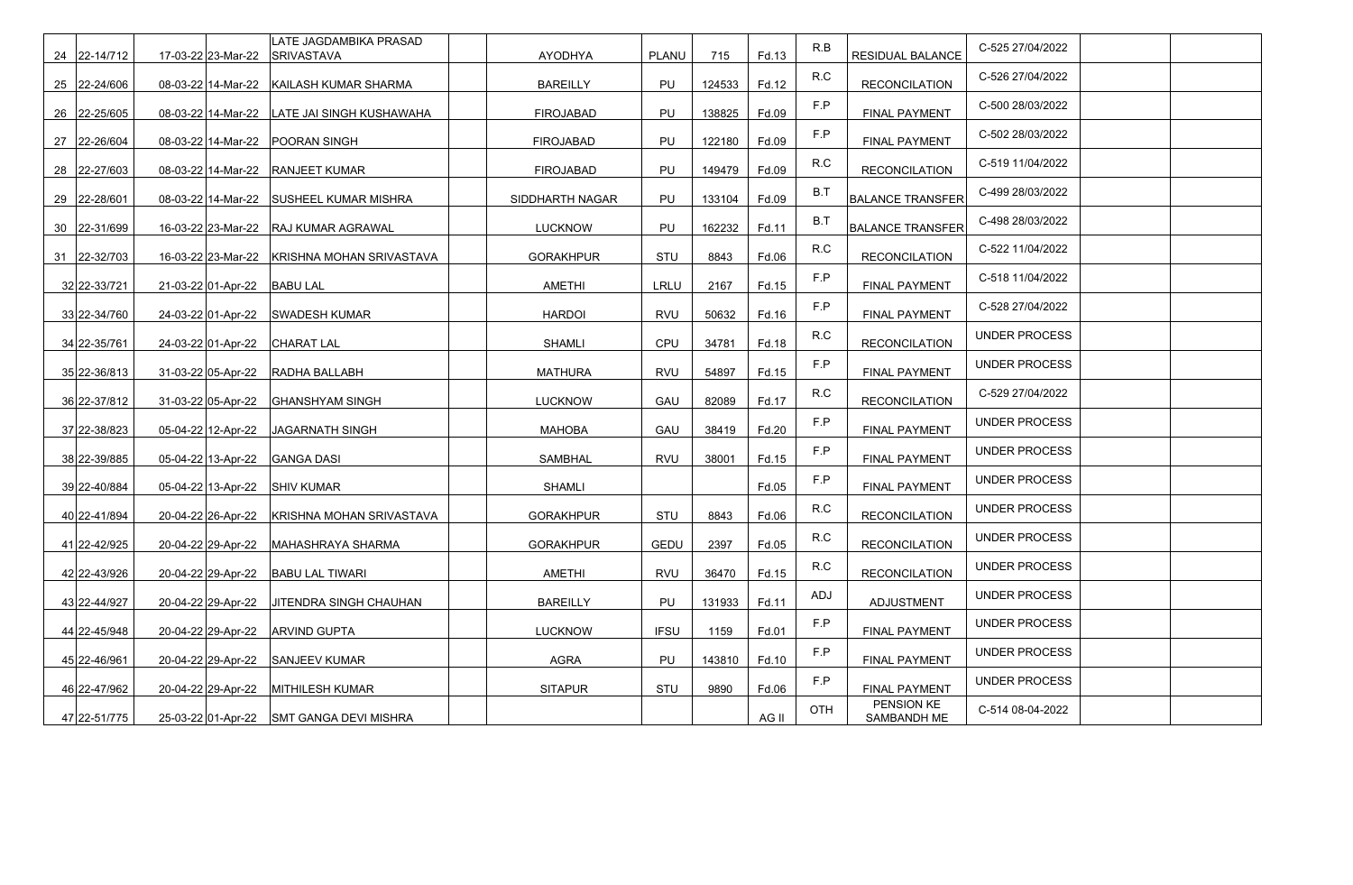| | | | | | | | | | | | | | | |
|---|---|---|---|---|---|---|---|---|---|---|---|---|---|---|
| 24 | 22-14/712 | 17-03-22 | 23-Mar-22 | LATE JAGDAMBIKA PRASAD SRIVASTAVA | | AYODHYA | PLANU | 715 | Fd.13 | R.B | RESIDUAL BALANCE | C-525 27/04/2022 | | |
| 25 | 22-24/606 | 08-03-22 | 14-Mar-22 | KAILASH KUMAR SHARMA | | BAREILLY | PU | 124533 | Fd.12 | R.C | RECONCILATION | C-526 27/04/2022 | | |
| 26 | 22-25/605 | 08-03-22 | 14-Mar-22 | LATE JAI SINGH KUSHAWAHA | | FIROJABAD | PU | 138825 | Fd.09 | F.P | FINAL PAYMENT | C-500 28/03/2022 | | |
| 27 | 22-26/604 | 08-03-22 | 14-Mar-22 | POORAN SINGH | | FIROJABAD | PU | 122180 | Fd.09 | F.P | FINAL PAYMENT | C-502 28/03/2022 | | |
| 28 | 22-27/603 | 08-03-22 | 14-Mar-22 | RANJEET KUMAR | | FIROJABAD | PU | 149479 | Fd.09 | R.C | RECONCILATION | C-519 11/04/2022 | | |
| 29 | 22-28/601 | 08-03-22 | 14-Mar-22 | SUSHEEL KUMAR MISHRA | | SIDDHARTH NAGAR | PU | 133104 | Fd.09 | B.T | BALANCE TRANSFER | C-499 28/03/2022 | | |
| 30 | 22-31/699 | 16-03-22 | 23-Mar-22 | RAJ KUMAR AGRAWAL | | LUCKNOW | PU | 162232 | Fd.11 | B.T | BALANCE TRANSFER | C-498 28/03/2022 | | |
| 31 | 22-32/703 | 16-03-22 | 23-Mar-22 | KRISHNA MOHAN SRIVASTAVA | | GORAKHPUR | STU | 8843 | Fd.06 | R.C | RECONCILATION | C-522 11/04/2022 | | |
| 32 | 22-33/721 | 21-03-22 | 01-Apr-22 | BABU LAL | | AMETHI | LRLU | 2167 | Fd.15 | F.P | FINAL PAYMENT | C-518 11/04/2022 | | |
| 33 | 22-34/760 | 24-03-22 | 01-Apr-22 | SWADESH KUMAR | | HARDOI | RVU | 50632 | Fd.16 | F.P | FINAL PAYMENT | C-528 27/04/2022 | | |
| 34 | 22-35/761 | 24-03-22 | 01-Apr-22 | CHARAT LAL | | SHAMLI | CPU | 34781 | Fd.18 | R.C | RECONCILATION | UNDER PROCESS | | |
| 35 | 22-36/813 | 31-03-22 | 05-Apr-22 | RADHA BALLABH | | MATHURA | RVU | 54897 | Fd.15 | F.P | FINAL PAYMENT | UNDER PROCESS | | |
| 36 | 22-37/812 | 31-03-22 | 05-Apr-22 | GHANSHYAM SINGH | | LUCKNOW | GAU | 82089 | Fd.17 | R.C | RECONCILATION | C-529 27/04/2022 | | |
| 37 | 22-38/823 | 05-04-22 | 12-Apr-22 | JAGARNATH SINGH | | MAHOBA | GAU | 38419 | Fd.20 | F.P | FINAL PAYMENT | UNDER PROCESS | | |
| 38 | 22-39/885 | 05-04-22 | 13-Apr-22 | GANGA DASI | | SAMBHAL | RVU | 38001 | Fd.15 | F.P | FINAL PAYMENT | UNDER PROCESS | | |
| 39 | 22-40/884 | 05-04-22 | 13-Apr-22 | SHIV KUMAR | | SHAMLI | | | Fd.05 | F.P | FINAL PAYMENT | UNDER PROCESS | | |
| 40 | 22-41/894 | 20-04-22 | 26-Apr-22 | KRISHNA MOHAN SRIVASTAVA | | GORAKHPUR | STU | 8843 | Fd.06 | R.C | RECONCILATION | UNDER PROCESS | | |
| 41 | 22-42/925 | 20-04-22 | 29-Apr-22 | MAHASHRAYA SHARMA | | GORAKHPUR | GEDU | 2397 | Fd.05 | R.C | RECONCILATION | UNDER PROCESS | | |
| 42 | 22-43/926 | 20-04-22 | 29-Apr-22 | BABU LAL TIWARI | | AMETHI | RVU | 36470 | Fd.15 | R.C | RECONCILATION | UNDER PROCESS | | |
| 43 | 22-44/927 | 20-04-22 | 29-Apr-22 | JITENDRA SINGH CHAUHAN | | BAREILLY | PU | 131933 | Fd.11 | ADJ | ADJUSTMENT | UNDER PROCESS | | |
| 44 | 22-45/948 | 20-04-22 | 29-Apr-22 | ARVIND GUPTA | | LUCKNOW | IFSU | 1159 | Fd.01 | F.P | FINAL PAYMENT | UNDER PROCESS | | |
| 45 | 22-46/961 | 20-04-22 | 29-Apr-22 | SANJEEV KUMAR | | AGRA | PU | 143810 | Fd.10 | F.P | FINAL PAYMENT | UNDER PROCESS | | |
| 46 | 22-47/962 | 20-04-22 | 29-Apr-22 | MITHILESH KUMAR | | SITAPUR | STU | 9890 | Fd.06 | F.P | FINAL PAYMENT | UNDER PROCESS | | |
| 47 | 22-51/775 | 25-03-22 | 01-Apr-22 | SMT GANGA DEVI MISHRA | | | | | AG II | OTH | PENSION KE SAMBANDH ME | C-514 08-04-2022 | | |